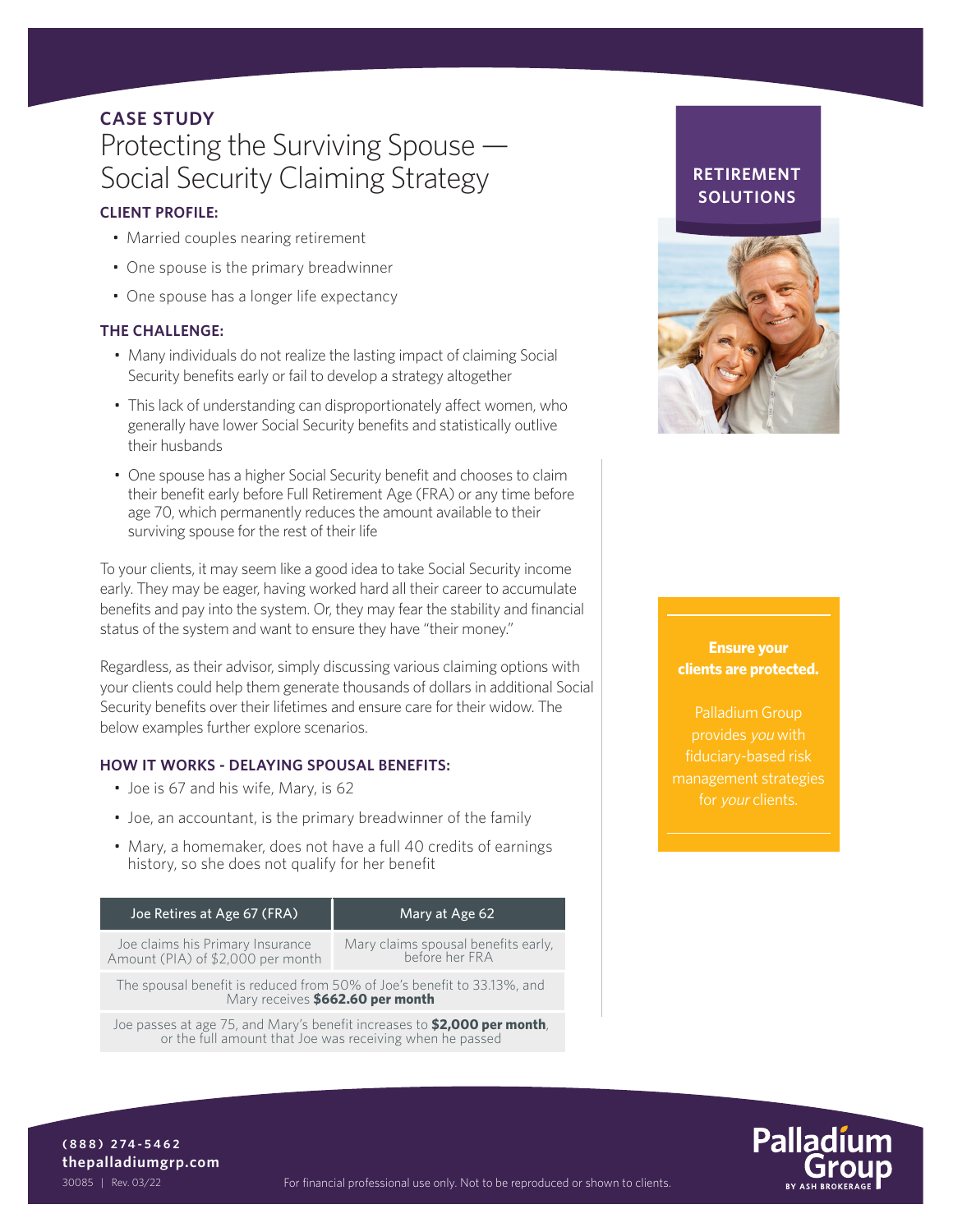**CASE STUDY**

# Protecting the Surviving Spouse — Social Security Claiming Strategy

**RETIREMENT SOLUTIONS**

### CLIENT PROFILE:

- Married couples nearing retirement
- One spouse is the primary breadwinner
- One spouse has a longer life expectancy

### THE CHALLENGE:

- Many individuals do not realize the lasting impact of claiming Social Security benefits early or fail to develop a strategy altogether
- This lack of understanding can disproportionately affect women, who generally have lower Social Security benefits and statistically outlive their husbands
- One spouse has a higher Social Security benefit and chooses to claim their benefit early before Full Retirement Age (FRA) or any time before age 70, which permanently reduces the amount available to their surviving spouse for the rest of their life

To your clients, it may seem like a good idea to take Social Security income early. They may be eager, having worked hard all their career to accumulate benefits and pay into the system. Or, they may fear the stability and financial status of the system and want to ensure they have "their money."

Regardless, as their advisor, simply discussing various claiming options with your clients could help them generate thousands of dollars in additional Social Security benefits over their lifetimes and ensure care for their widow. The below examples further explore scenarios.

### HOW IT WORKS - DELAYING SPOUSAL BENEFITS:

- Joe is 67 and his wife, Mary, is 62
- Joe, an accountant, is the primary breadwinner of the family
- Mary, a homemaker, does not have a full 40 credits of earnings history, so she does not qualify for her benefit

| Joe Retires at Age 67 (FRA) | Mary at Age 62 |
|---|---|
| Joe claims his Primary Insurance Amount (PIA) of $2,000 per month | Mary claims spousal benefits early, before her FRA |
| The spousal benefit is reduced from 50% of Joe's benefit to 33.13%, and Mary receives **$662.60 per month** | |
| Joe passes at age 75, and Mary's benefit increases to **$2,000 per month**, or the full amount that Joe was receiving when he passed | |

**Ensure your clients are protected.**

Palladium Group provides *you* with fiduciary-based risk management strategies for *your* clients.

**(888) 274-5462**
**thepalladiumgrp.com**
30085 | Rev. 03/22

For financial professional use only. Not to be reproduced or shown to clients.

Palladium Group BY ASH BROKERAGE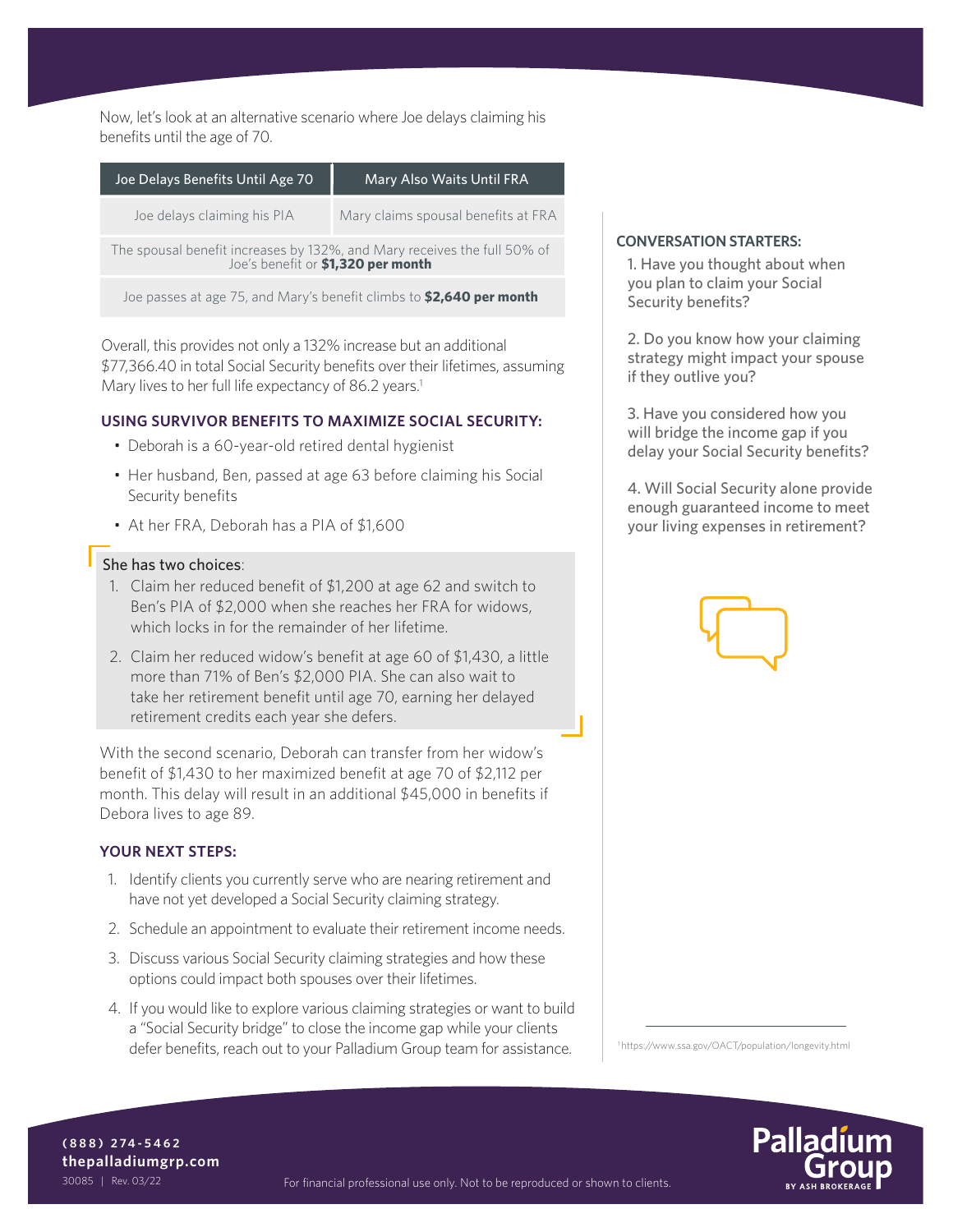Now, let's look at an alternative scenario where Joe delays claiming his benefits until the age of 70.

| Joe Delays Benefits Until Age 70 | Mary Also Waits Until FRA |
|---|---|
| Joe delays claiming his PIA | Mary claims spousal benefits at FRA |
| The spousal benefit increases by 132%, and Mary receives the full 50% of Joe's benefit or **$1,320 per month** | |
| Joe passes at age 75, and Mary's benefit climbs to **$2,640 per month** | |

Overall, this provides not only a 132% increase but an additional $77,366.40 in total Social Security benefits over their lifetimes, assuming Mary lives to her full life expectancy of 86.2 years.[1]

### USING SURVIVOR BENEFITS TO MAXIMIZE SOCIAL SECURITY:

- Deborah is a 60-year-old retired dental hygienist
- Her husband, Ben, passed at age 63 before claiming his Social Security benefits
- At her FRA, Deborah has a PIA of $1,600

She has two choices:

1. Claim her reduced benefit of $1,200 at age 62 and switch to Ben's PIA of $2,000 when she reaches her FRA for widows, which locks in for the remainder of her lifetime.
2. Claim her reduced widow's benefit at age 60 of $1,430, a little more than 71% of Ben's $2,000 PIA. She can also wait to take her retirement benefit until age 70, earning her delayed retirement credits each year she defers.

With the second scenario, Deborah can transfer from her widow's benefit of $1,430 to her maximized benefit at age 70 of $2,112 per month. This delay will result in an additional $45,000 in benefits if Debora lives to age 89.

### YOUR NEXT STEPS:

1. Identify clients you currently serve who are nearing retirement and have not yet developed a Social Security claiming strategy.
2. Schedule an appointment to evaluate their retirement income needs.
3. Discuss various Social Security claiming strategies and how these options could impact both spouses over their lifetimes.
4. If you would like to explore various claiming strategies or want to build a "Social Security bridge" to close the income gap while your clients defer benefits, reach out to your Palladium Group team for assistance.

### CONVERSATION STARTERS:

1. Have you thought about when you plan to claim your Social Security benefits?
2. Do you know how your claiming strategy might impact your spouse if they outlive you?
3. Have you considered how you will bridge the income gap if you delay your Social Security benefits?
4. Will Social Security alone provide enough guaranteed income to meet your living expenses in retirement?

[1] https://www.ssa.gov/OACT/population/longevity.html

**(888) 274-5462**
**thepalladiumgrp.com**
30085 | Rev. 03/22

For financial professional use only. Not to be reproduced or shown to clients.

Palladium Group BY ASH BROKERAGE